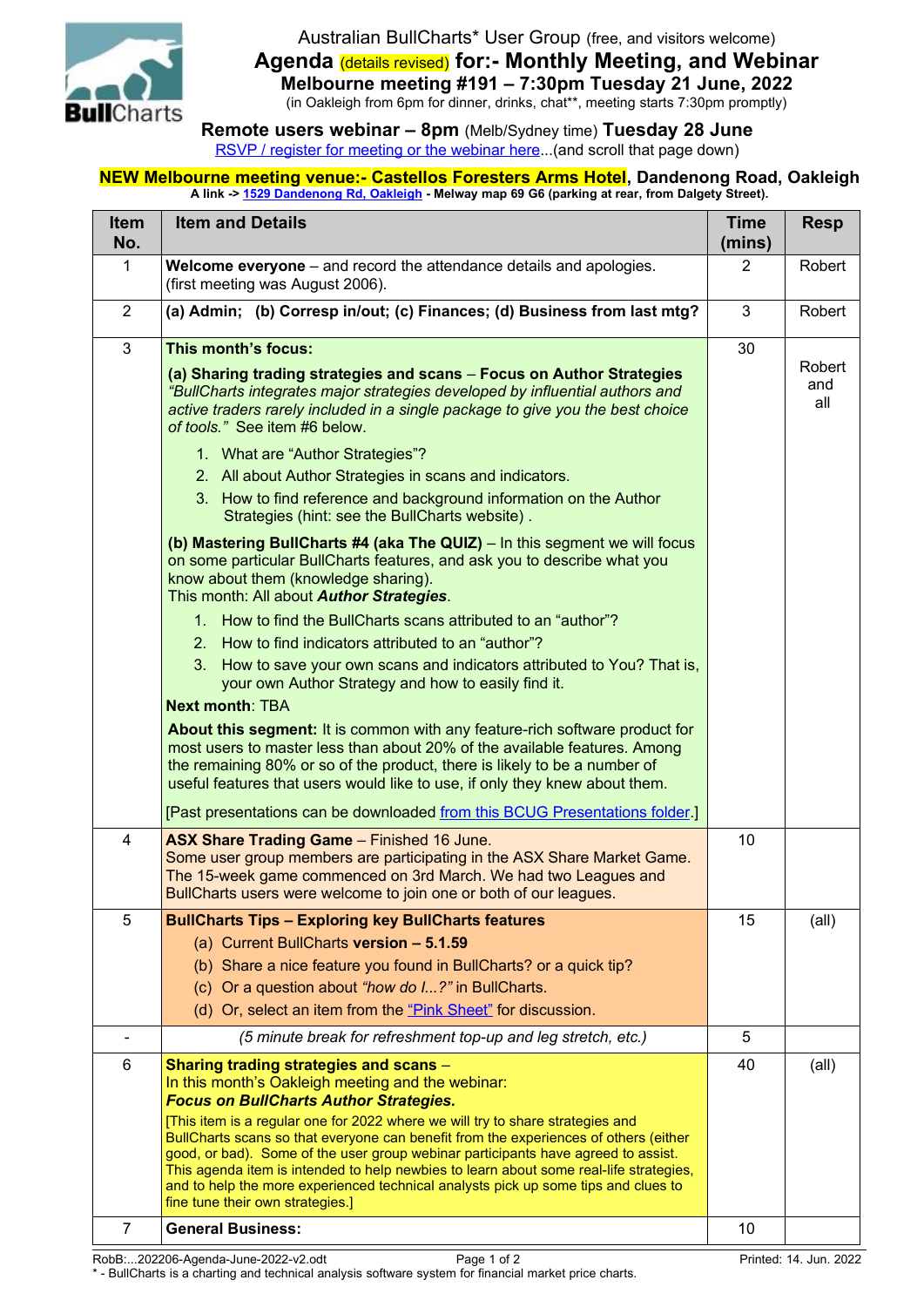Australian BullCharts* User Group (free, and visitors welcome)

# Agenda (details revised) for:- Monthly Meeting, and Webinar

## Melbourne meeting #191 – 7:30pm Tuesday 21 June, 2022

(in Oakleigh from 6pm for dinner, drinks, chat**, meeting starts 7:30pm promptly)

## Remote users webinar – 8pm (Melb/Sydney time) Tuesday 28 June

RSVP / register for meeting or the webinar here...(and scroll that page down)

**NEW Melbourne meeting venue:- Castellos Foresters Arms Hotel, Dandenong Road, Oakleigh**

**A link -> 1529 Dandenong Rd, Oakleigh - Melway map 69 G6 (parking at rear, from Dalgety Street).**

| Item No. | Item and Details | Time (mins) | Resp |
|---|---|---|---|
| 1 | **Welcome everyone** – and record the attendance details and apologies. (first meeting was August 2006). | 2 | Robert |
| 2 | **(a) Admin; (b) Corresp in/out; (c) Finances; (d) Business from last mtg?** | 3 | Robert |
| 3 | **This month's focus:**<br>**(a) Sharing trading strategies and scans – Focus on Author Strategies** *"BullCharts integrates major strategies developed by influential authors and active traders rarely included in a single package to give you the best choice of tools."* See item #6 below.<br>1. What are "Author Strategies"?<br>2. All about Author Strategies in scans and indicators.<br>3. How to find reference and background information on the Author Strategies (hint: see the BullCharts website) .<br>**(b) Mastering BullCharts #4 (aka The QUIZ)** – In this segment we will focus on some particular BullCharts features, and ask you to describe what you know about them (knowledge sharing).<br>This month: All about ***Author Strategies***.<br>1. How to find the BullCharts scans attributed to an "author"?<br>2. How to find indicators attributed to an "author"?<br>3. How to save your own scans and indicators attributed to You? That is, your own Author Strategy and how to easily find it.<br>**Next month**: TBA<br>**About this segment:** It is common with any feature-rich software product for most users to master less than about 20% of the available features. Among the remaining 80% or so of the product, there is likely to be a number of useful features that users would like to use, if only they knew about them.<br>[Past presentations can be downloaded from this BCUG Presentations folder.] | 30 | Robert and all |
| 4 | **ASX Share Trading Game** – Finished 16 June.<br>Some user group members are participating in the ASX Share Market Game. The 15-week game commenced on 3rd March. We had two Leagues and BullCharts users were welcome to join one or both of our leagues. | 10 | |
| 5 | **BullCharts Tips – Exploring key BullCharts features**<br>(a) Current BullCharts **version – 5.1.59**<br>(b) Share a nice feature you found in BullCharts? or a quick tip?<br>(c) Or a question about *"how do I...?"* in BullCharts.<br>(d) Or, select an item from the "Pink Sheet" for discussion. | 15 | (all) |
| - | *(5 minute break for refreshment top-up and leg stretch, etc.)* | 5 | |
| 6 | **Sharing trading strategies and scans** –<br>In this month's Oakleigh meeting and the webinar:<br>***Focus on BullCharts Author Strategies.***<br>[This item is a regular one for 2022 where we will try to share strategies and BullCharts scans so that everyone can benefit from the experiences of others (either good, or bad). Some of the user group webinar participants have agreed to assist. This agenda item is intended to help newbies to learn about some real-life strategies, and to help the more experienced technical analysts pick up some tips and clues to fine tune their own strategies.] | 40 | (all) |
| 7 | **General Business:** | 10 | |

RobB:...202206-Agenda-June-2022-v2.odt — Printed: 14. Jun. 2022

\* - BullCharts is a charting and technical analysis software system for financial market price charts.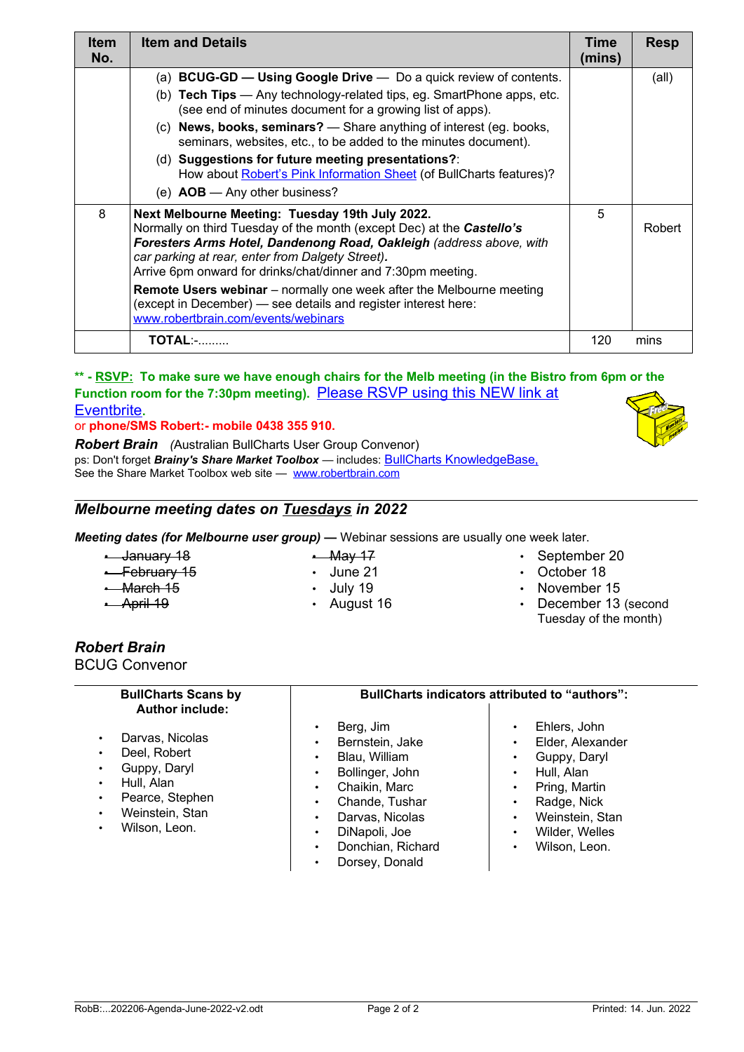| Item No. | Item and Details | Time (mins) | Resp |
|---|---|---|---|
| | (a) **BCUG-GD — Using Google Drive** — Do a quick review of contents.<br>(b) **Tech Tips** — Any technology-related tips, eg. SmartPhone apps, etc. (see end of minutes document for a growing list of apps).<br>(c) **News, books, seminars?** — Share anything of interest (eg. books, seminars, websites, etc., to be added to the minutes document).<br>(d) **Suggestions for future meeting presentations?**: How about Robert's Pink Information Sheet (of BullCharts features)?<br>(e) **AOB** — Any other business? | | (all) |
| 8 | **Next Melbourne Meeting: Tuesday 19th July 2022.** Normally on third Tuesday of the month (except Dec) at the ***Castello's Foresters Arms Hotel, Dandenong Road, Oakleigh*** *(address above, with car parking at rear, enter from Dalgety Street)*. Arrive 6pm onward for drinks/chat/dinner and 7:30pm meeting.<br>**Remote Users webinar** – normally one week after the Melbourne meeting (except in December) — see details and register interest here: www.robertbrain.com/events/webinars | 5 | Robert |
| | **TOTAL**:-......... | 120 | mins |

**\*\* - RSVP: To make sure we have enough chairs for the Melb meeting (in the Bistro from 6pm or the Function room for the 7:30pm meeting).** Please RSVP using this NEW link at Eventbrite.
or **phone/SMS Robert:- mobile 0438 355 910.**

***Robert Brain*** *(Australian BullCharts User Group Convenor)*
ps: Don't forget ***Brainy's Share Market Toolbox*** — includes: BullCharts KnowledgeBase,
See the Share Market Toolbox web site — www.robertbrain.com

## *Melbourne meeting dates on Tuesdays in 2022*

***Meeting dates (for Melbourne user group) —*** Webinar sessions are usually one week later.

- ~~January 18~~
- ~~February 15~~
- ~~March 15~~
- ~~April 19~~
- ~~May 17~~
- June 21
- July 19
- August 16
- September 20
- October 18
- November 15
- December 13 (second Tuesday of the month)

***Robert Brain***
BCUG Convenor

**BullCharts Scans by Author include:**

- Darvas, Nicolas
- Deel, Robert
- Guppy, Daryl
- Hull, Alan
- Pearce, Stephen
- Weinstein, Stan
- Wilson, Leon.

**BullCharts indicators attributed to "authors":**

- Berg, Jim
- Bernstein, Jake
- Blau, William
- Bollinger, John
- Chaikin, Marc
- Chande, Tushar
- Darvas, Nicolas
- DiNapoli, Joe
- Donchian, Richard
- Dorsey, Donald
- Ehlers, John
- Elder, Alexander
- Guppy, Daryl
- Hull, Alan
- Pring, Martin
- Radge, Nick
- Weinstein, Stan
- Wilder, Welles
- Wilson, Leon.